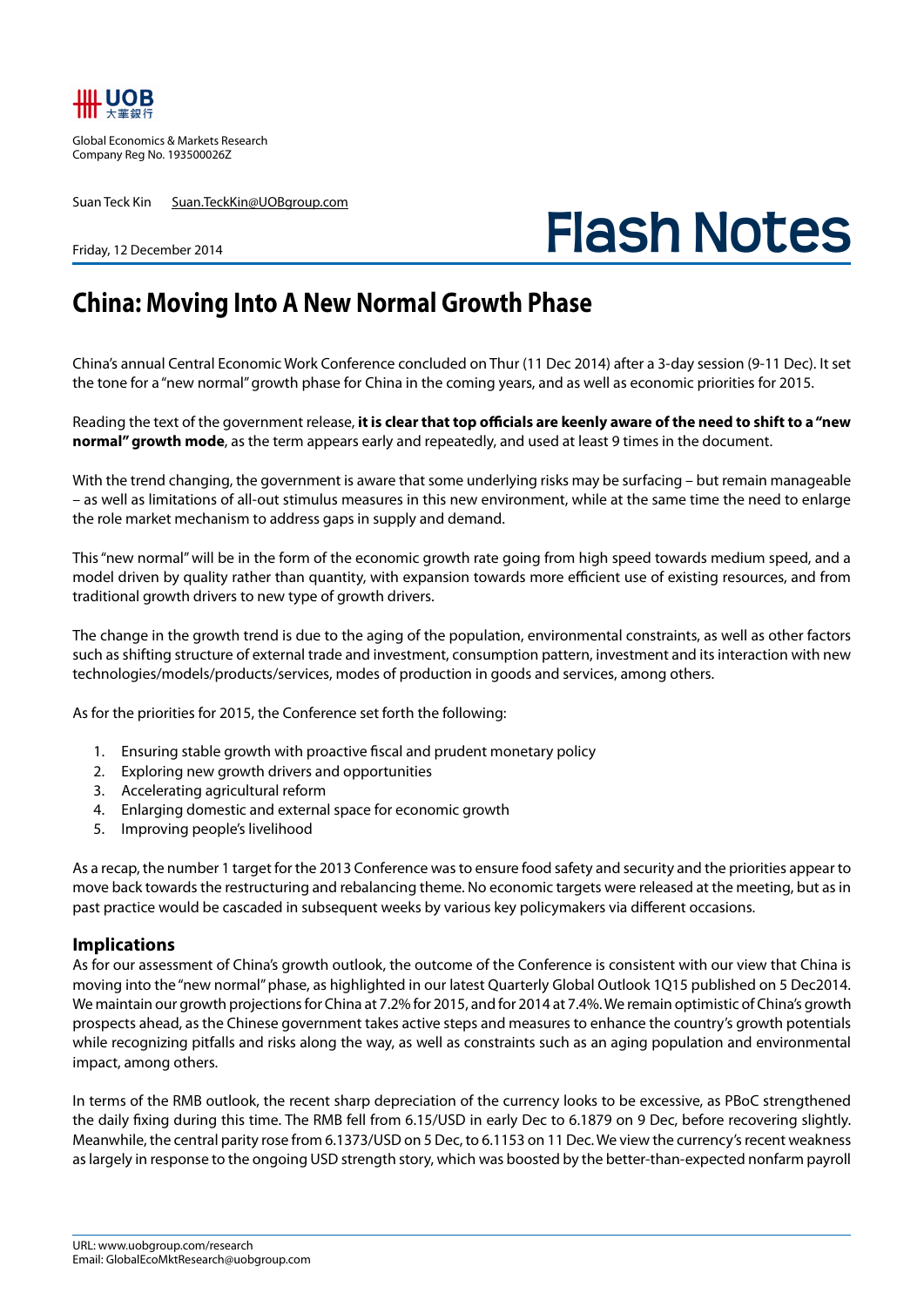UOB 大華銀行

Global Economics & Markets Research
Company Reg No. 193500026Z

Suan Teck Kin    Suan.TeckKin@UOBgroup.com

Friday, 12 December 2014

# Flash Notes

## China: Moving Into A New Normal Growth Phase

China's annual Central Economic Work Conference concluded on Thur (11 Dec 2014) after a 3-day session (9-11 Dec). It set the tone for a "new normal" growth phase for China in the coming years, and as well as economic priorities for 2015.

Reading the text of the government release, **it is clear that top officials are keenly aware of the need to shift to a "new normal" growth mode**, as the term appears early and repeatedly, and used at least 9 times in the document.

With the trend changing, the government is aware that some underlying risks may be surfacing – but remain manageable – as well as limitations of all-out stimulus measures in this new environment, while at the same time the need to enlarge the role market mechanism to address gaps in supply and demand.

This "new normal" will be in the form of the economic growth rate going from high speed towards medium speed, and a model driven by quality rather than quantity, with expansion towards more efficient use of existing resources, and from traditional growth drivers to new type of growth drivers.

The change in the growth trend is due to the aging of the population, environmental constraints, as well as other factors such as shifting structure of external trade and investment, consumption pattern, investment and its interaction with new technologies/models/products/services, modes of production in goods and services, among others.

As for the priorities for 2015, the Conference set forth the following:

1. Ensuring stable growth with proactive fiscal and prudent monetary policy
2. Exploring new growth drivers and opportunities
3. Accelerating agricultural reform
4. Enlarging domestic and external space for economic growth
5. Improving people's livelihood

As a recap, the number 1 target for the 2013 Conference was to ensure food safety and security and the priorities appear to move back towards the restructuring and rebalancing theme. No economic targets were released at the meeting, but as in past practice would be cascaded in subsequent weeks by various key policymakers via different occasions.

### Implications

As for our assessment of China's growth outlook, the outcome of the Conference is consistent with our view that China is moving into the "new normal" phase, as highlighted in our latest Quarterly Global Outlook 1Q15 published on 5 Dec2014. We maintain our growth projections for China at 7.2% for 2015, and for 2014 at 7.4%. We remain optimistic of China's growth prospects ahead, as the Chinese government takes active steps and measures to enhance the country's growth potentials while recognizing pitfalls and risks along the way, as well as constraints such as an aging population and environmental impact, among others.

In terms of the RMB outlook, the recent sharp depreciation of the currency looks to be excessive, as PBoC strengthened the daily fixing during this time. The RMB fell from 6.15/USD in early Dec to 6.1879 on 9 Dec, before recovering slightly. Meanwhile, the central parity rose from 6.1373/USD on 5 Dec, to 6.1153 on 11 Dec. We view the currency's recent weakness as largely in response to the ongoing USD strength story, which was boosted by the better-than-expected nonfarm payroll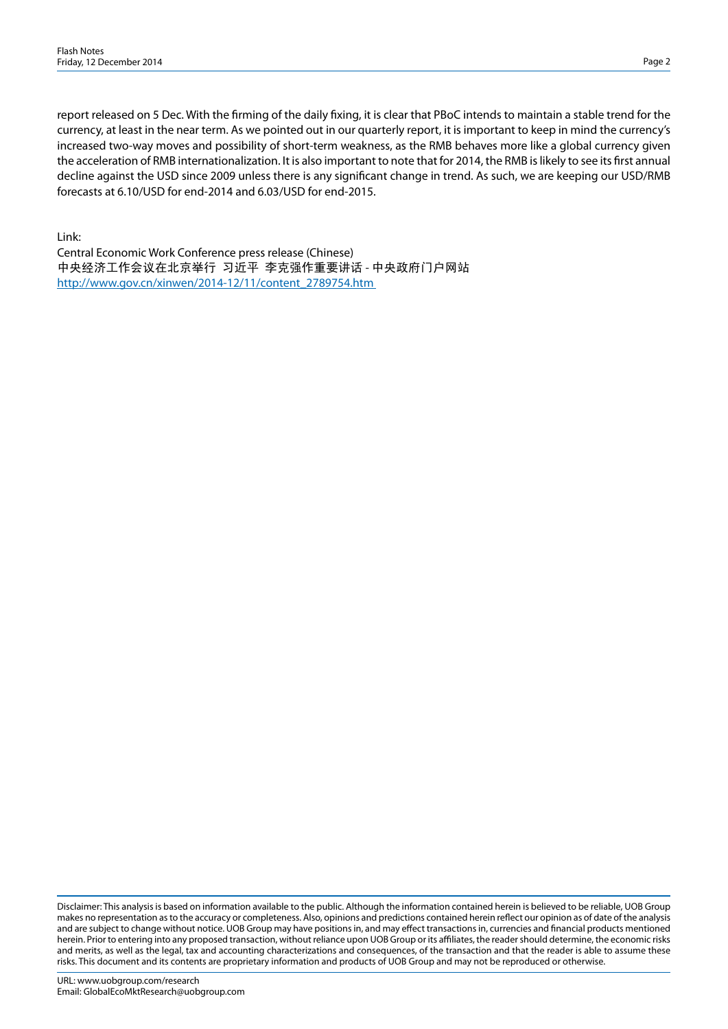report released on 5 Dec. With the firming of the daily fixing, it is clear that PBoC intends to maintain a stable trend for the currency, at least in the near term. As we pointed out in our quarterly report, it is important to keep in mind the currency's increased two-way moves and possibility of short-term weakness, as the RMB behaves more like a global currency given the acceleration of RMB internationalization. It is also important to note that for 2014, the RMB is likely to see its first annual decline against the USD since 2009 unless there is any significant change in trend. As such, we are keeping our USD/RMB forecasts at 6.10/USD for end-2014 and 6.03/USD for end-2015.

Link:
Central Economic Work Conference press release (Chinese)
中央经济工作会议在北京举行 习近平 李克强作重要讲话 - 中央政府门户网站
http://www.gov.cn/xinwen/2014-12/11/content_2789754.htm

Disclaimer: This analysis is based on information available to the public. Although the information contained herein is believed to be reliable, UOB Group makes no representation as to the accuracy or completeness. Also, opinions and predictions contained herein reflect our opinion as of date of the analysis and are subject to change without notice. UOB Group may have positions in, and may effect transactions in, currencies and financial products mentioned herein. Prior to entering into any proposed transaction, without reliance upon UOB Group or its affiliates, the reader should determine, the economic risks and merits, as well as the legal, tax and accounting characterizations and consequences, of the transaction and that the reader is able to assume these risks. This document and its contents are proprietary information and products of UOB Group and may not be reproduced or otherwise.

URL: www.uobgroup.com/research
Email: GlobalEcoMktResearch@uobgroup.com